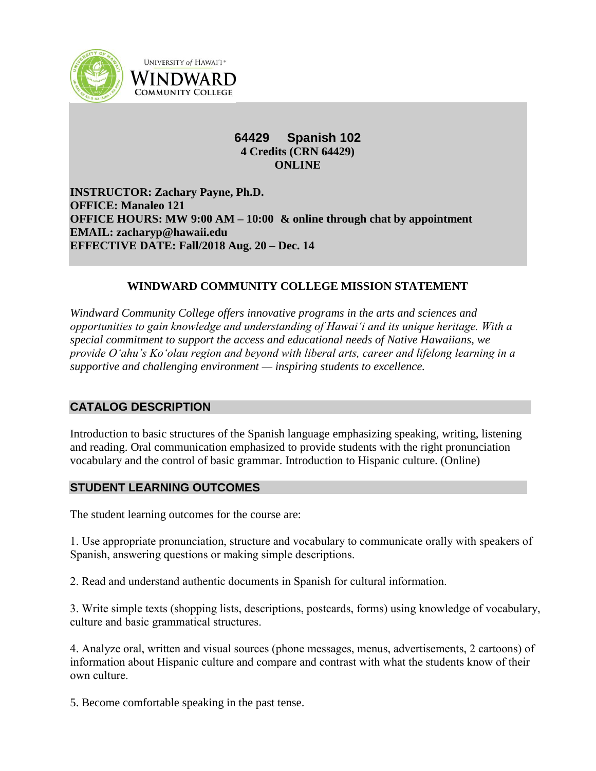UNIVERSITY of HAWAI'I®
WINDWARD
COMMUNITY COLLEGE

# 64429 Spanish 102

**4 Credits (CRN 64429)**
**ONLINE**

**INSTRUCTOR: Zachary Payne, Ph.D.**
**OFFICE: Manaleo 121**
**OFFICE HOURS: MW 9:00 AM – 10:00 & online through chat by appointment**
**EMAIL: zacharyp@hawaii.edu**
**EFFECTIVE DATE: Fall/2018 Aug. 20 – Dec. 14**

## WINDWARD COMMUNITY COLLEGE MISSION STATEMENT

*Windward Community College offers innovative programs in the arts and sciences and opportunities to gain knowledge and understanding of Hawai'i and its unique heritage. With a special commitment to support the access and educational needs of Native Hawaiians, we provide O'ahu's Ko'olau region and beyond with liberal arts, career and lifelong learning in a supportive and challenging environment — inspiring students to excellence.*

## CATALOG DESCRIPTION

Introduction to basic structures of the Spanish language emphasizing speaking, writing, listening and reading. Oral communication emphasized to provide students with the right pronunciation vocabulary and the control of basic grammar. Introduction to Hispanic culture. (Online)

## STUDENT LEARNING OUTCOMES

The student learning outcomes for the course are:

1. Use appropriate pronunciation, structure and vocabulary to communicate orally with speakers of Spanish, answering questions or making simple descriptions.

2. Read and understand authentic documents in Spanish for cultural information.

3. Write simple texts (shopping lists, descriptions, postcards, forms) using knowledge of vocabulary, culture and basic grammatical structures.

4. Analyze oral, written and visual sources (phone messages, menus, advertisements, 2 cartoons) of information about Hispanic culture and compare and contrast with what the students know of their own culture.

5. Become comfortable speaking in the past tense.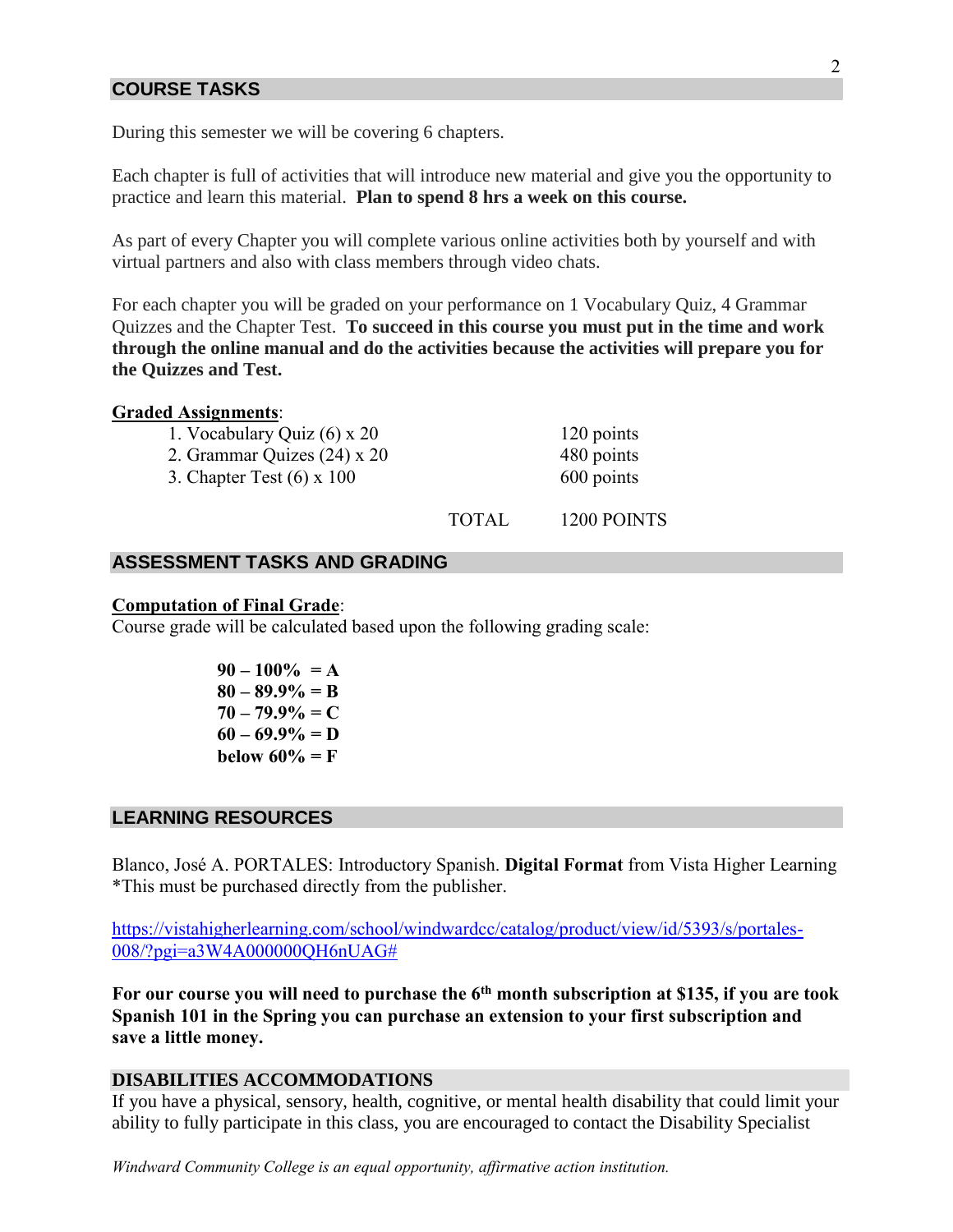## COURSE TASKS

During this semester we will be covering 6 chapters.

Each chapter is full of activities that will introduce new material and give you the opportunity to practice and learn this material. **Plan to spend 8 hrs a week on this course.**

As part of every Chapter you will complete various online activities both by yourself and with virtual partners and also with class members through video chats.

For each chapter you will be graded on your performance on 1 Vocabulary Quiz, 4 Grammar Quizzes and the Chapter Test. **To succeed in this course you must put in the time and work through the online manual and do the activities because the activities will prepare you for the Quizzes and Test.**

**<u>Graded Assignments</u>**:

| | | |
|---|---|---|
| 1. Vocabulary Quiz (6) x 20 | | 120 points |
| 2. Grammar Quizes (24) x 20 | | 480 points |
| 3. Chapter Test (6) x 100 | | 600 points |
| | TOTAL | 1200 POINTS |

## ASSESSMENT TASKS AND GRADING

**<u>Computation of Final Grade</u>**:
Course grade will be calculated based upon the following grading scale:

**90 – 100% = A**
**80 – 89.9% = B**
**70 – 79.9% = C**
**60 – 69.9% = D**
**below 60% = F**

## LEARNING RESOURCES

Blanco, José A. PORTALES: Introductory Spanish. **Digital Format** from Vista Higher Learning
*This must be purchased directly from the publisher.

https://vistahigherlearning.com/school/windwardcc/catalog/product/view/id/5393/s/portales-008/?pgi=a3W4A000000QH6nUAG#

**For our course you will need to purchase the 6th month subscription at $135, if you are took Spanish 101 in the Spring you can purchase an extension to your first subscription and save a little money.**

## DISABILITIES ACCOMMODATIONS

If you have a physical, sensory, health, cognitive, or mental health disability that could limit your ability to fully participate in this class, you are encouraged to contact the Disability Specialist

*Windward Community College is an equal opportunity, affirmative action institution.*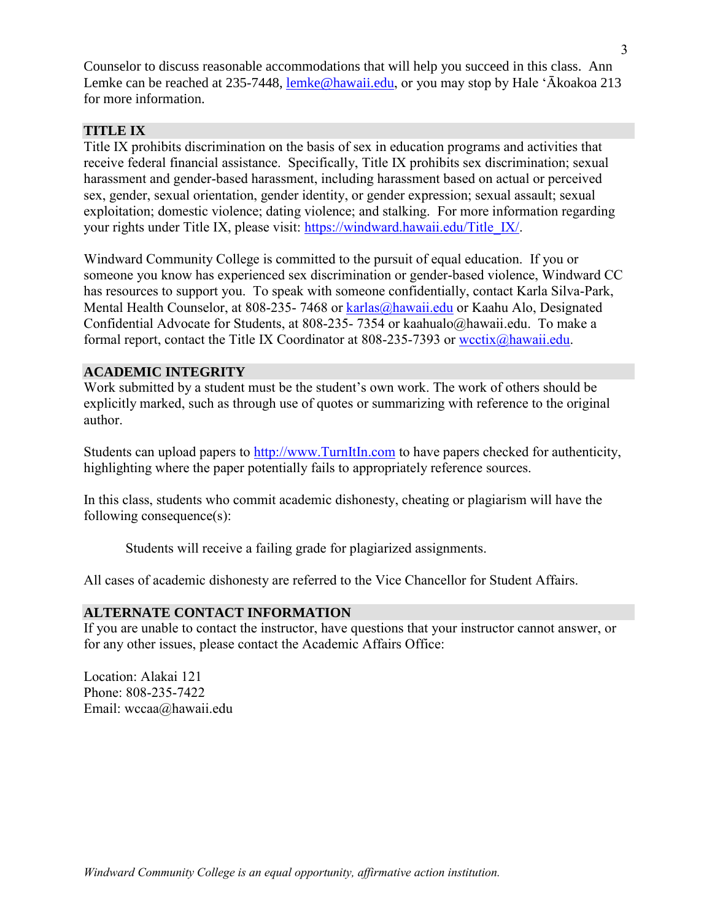Counselor to discuss reasonable accommodations that will help you succeed in this class. Ann Lemke can be reached at 235-7448, lemke@hawaii.edu, or you may stop by Hale ʻĀkoakoa 213 for more information.

## TITLE IX

Title IX prohibits discrimination on the basis of sex in education programs and activities that receive federal financial assistance. Specifically, Title IX prohibits sex discrimination; sexual harassment and gender-based harassment, including harassment based on actual or perceived sex, gender, sexual orientation, gender identity, or gender expression; sexual assault; sexual exploitation; domestic violence; dating violence; and stalking. For more information regarding your rights under Title IX, please visit: https://windward.hawaii.edu/Title_IX/.

Windward Community College is committed to the pursuit of equal education. If you or someone you know has experienced sex discrimination or gender-based violence, Windward CC has resources to support you. To speak with someone confidentially, contact Karla Silva-Park, Mental Health Counselor, at 808-235- 7468 or karlas@hawaii.edu or Kaahu Alo, Designated Confidential Advocate for Students, at 808-235- 7354 or kaahualo@hawaii.edu. To make a formal report, contact the Title IX Coordinator at 808-235-7393 or wcctix@hawaii.edu.

## ACADEMIC INTEGRITY

Work submitted by a student must be the student's own work. The work of others should be explicitly marked, such as through use of quotes or summarizing with reference to the original author.

Students can upload papers to http://www.TurnItIn.com to have papers checked for authenticity, highlighting where the paper potentially fails to appropriately reference sources.

In this class, students who commit academic dishonesty, cheating or plagiarism will have the following consequence(s):

> Students will receive a failing grade for plagiarized assignments.

All cases of academic dishonesty are referred to the Vice Chancellor for Student Affairs.

## ALTERNATE CONTACT INFORMATION

If you are unable to contact the instructor, have questions that your instructor cannot answer, or for any other issues, please contact the Academic Affairs Office:

Location: Alakai 121
Phone: 808-235-7422
Email: wccaa@hawaii.edu

*Windward Community College is an equal opportunity, affirmative action institution.*